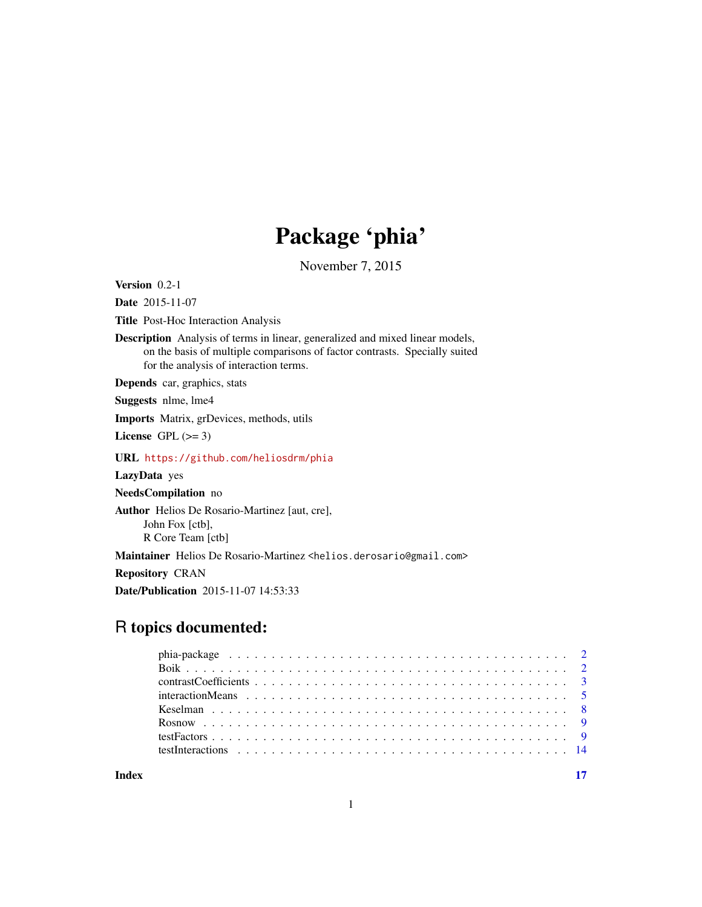# Package 'phia'

November 7, 2015

**Version** 0.2-1

**Date** 2015-11-07

**Title** Post-Hoc Interaction Analysis

**Description** Analysis of terms in linear, generalized and mixed linear models, on the basis of multiple comparisons of factor contrasts. Specially suited for the analysis of interaction terms.

**Depends** car, graphics, stats

**Suggests** nlme, lme4

**Imports** Matrix, grDevices, methods, utils

**License** GPL (>= 3)

**URL** https://github.com/heliosdrm/phia

**LazyData** yes

**NeedsCompilation** no

**Author** Helios De Rosario-Martinez [aut, cre], John Fox [ctb], R Core Team [ctb]

**Maintainer** Helios De Rosario-Martinez <helios.derosario@gmail.com>

**Repository** CRAN

**Date/Publication** 2015-11-07 14:53:33

## R topics documented:

- phia-package . . . . . . . . . . 2
- Boik . . . . . . . . . . 2
- contrastCoefficients . . . . . . . . . . 3
- interactionMeans . . . . . . . . . . 5
- Keselman . . . . . . . . . . 8
- Rosnow . . . . . . . . . . 9
- testFactors . . . . . . . . . . 9
- testInteractions . . . . . . . . . . 14

**Index** **17**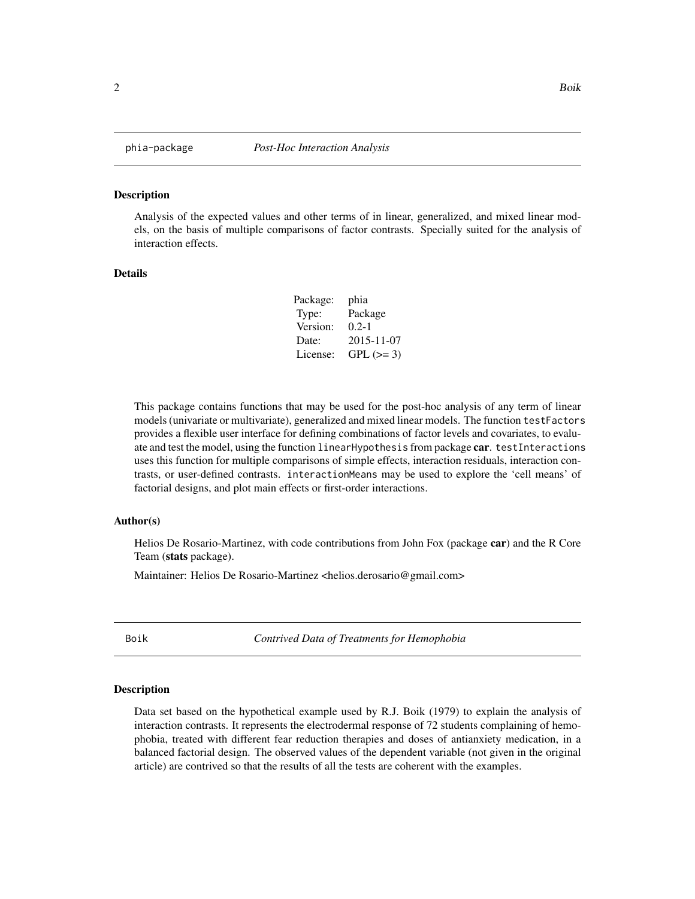## phia-package *Post-Hoc Interaction Analysis*

### Description

Analysis of the expected values and other terms of in linear, generalized, and mixed linear models, on the basis of multiple comparisons of factor contrasts. Specially suited for the analysis of interaction effects.

### Details

| | |
|---|---|
| Package: | phia |
| Type: | Package |
| Version: | 0.2-1 |
| Date: | 2015-11-07 |
| License: | GPL (>= 3) |

This package contains functions that may be used for the post-hoc analysis of any term of linear models (univariate or multivariate), generalized and mixed linear models. The function `testFactors` provides a flexible user interface for defining combinations of factor levels and covariates, to evaluate and test the model, using the function `linearHypothesis` from package **car**. `testInteractions` uses this function for multiple comparisons of simple effects, interaction residuals, interaction contrasts, or user-defined contrasts. `interactionMeans` may be used to explore the 'cell means' of factorial designs, and plot main effects or first-order interactions.

### Author(s)

Helios De Rosario-Martinez, with code contributions from John Fox (package **car**) and the R Core Team (**stats** package).

Maintainer: Helios De Rosario-Martinez <helios.derosario@gmail.com>

## Boik *Contrived Data of Treatments for Hemophobia*

### Description

Data set based on the hypothetical example used by R.J. Boik (1979) to explain the analysis of interaction contrasts. It represents the electrodermal response of 72 students complaining of hemophobia, treated with different fear reduction therapies and doses of antianxiety medication, in a balanced factorial design. The observed values of the dependent variable (not given in the original article) are contrived so that the results of all the tests are coherent with the examples.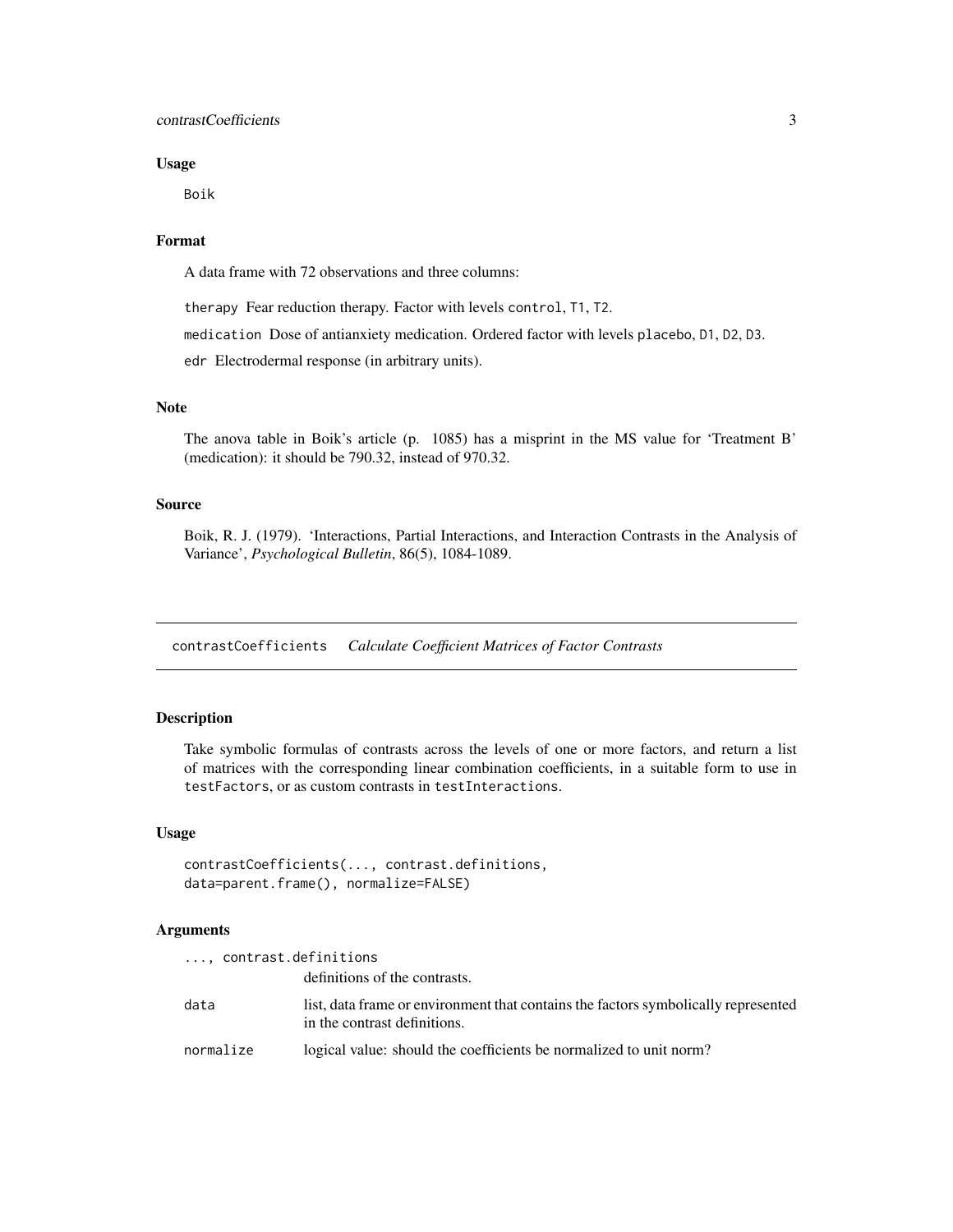### Usage

```
Boik
```

### Format

A data frame with 72 observations and three columns:

therapy Fear reduction therapy. Factor with levels control, T1, T2.

medication Dose of antianxiety medication. Ordered factor with levels placebo, D1, D2, D3.

edr Electrodermal response (in arbitrary units).

### Note

The anova table in Boik's article (p. 1085) has a misprint in the MS value for 'Treatment B' (medication): it should be 790.32, instead of 970.32.

### Source

Boik, R. J. (1979). 'Interactions, Partial Interactions, and Interaction Contrasts in the Analysis of Variance', *Psychological Bulletin*, 86(5), 1084-1089.

---

## contrastCoefficients *Calculate Coefficient Matrices of Factor Contrasts*

---

### Description

Take symbolic formulas of contrasts across the levels of one or more factors, and return a list of matrices with the corresponding linear combination coefficients, in a suitable form to use in testFactors, or as custom contrasts in testInteractions.

### Usage

```
contrastCoefficients(..., contrast.definitions,
data=parent.frame(), normalize=FALSE)
```

### Arguments

| | |
|---|---|
| ..., contrast.definitions | definitions of the contrasts. |
| data | list, data frame or environment that contains the factors symbolically represented in the contrast definitions. |
| normalize | logical value: should the coefficients be normalized to unit norm? |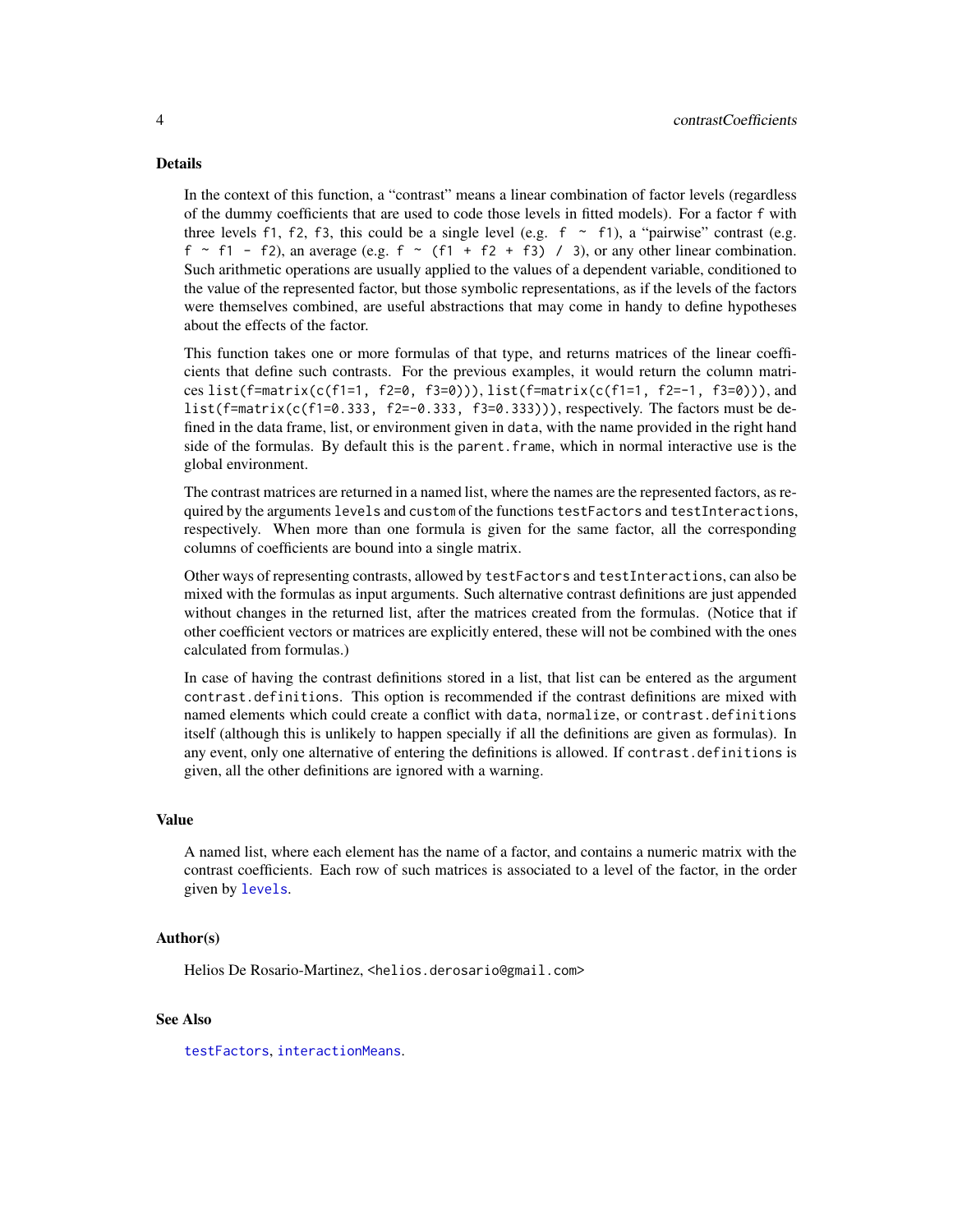## Details

In the context of this function, a "contrast" means a linear combination of factor levels (regardless of the dummy coefficients that are used to code those levels in fitted models). For a factor `f` with three levels `f1`, `f2`, `f3`, this could be a single level (e.g. `f ~ f1`), a "pairwise" contrast (e.g. `f ~ f1 - f2`), an average (e.g. `f ~ (f1 + f2 + f3) / 3`), or any other linear combination. Such arithmetic operations are usually applied to the values of a dependent variable, conditioned to the value of the represented factor, but those symbolic representations, as if the levels of the factors were themselves combined, are useful abstractions that may come in handy to define hypotheses about the effects of the factor.

This function takes one or more formulas of that type, and returns matrices of the linear coefficients that define such contrasts. For the previous examples, it would return the column matrices `list(f=matrix(c(f1=1, f2=0, f3=0)))`, `list(f=matrix(c(f1=1, f2=-1, f3=0)))`, and `list(f=matrix(c(f1=0.333, f2=-0.333, f3=0.333)))`, respectively. The factors must be defined in the data frame, list, or environment given in `data`, with the name provided in the right hand side of the formulas. By default this is the `parent.frame`, which in normal interactive use is the global environment.

The contrast matrices are returned in a named list, where the names are the represented factors, as required by the arguments `levels` and `custom` of the functions `testFactors` and `testInteractions`, respectively. When more than one formula is given for the same factor, all the corresponding columns of coefficients are bound into a single matrix.

Other ways of representing contrasts, allowed by `testFactors` and `testInteractions`, can also be mixed with the formulas as input arguments. Such alternative contrast definitions are just appended without changes in the returned list, after the matrices created from the formulas. (Notice that if other coefficient vectors or matrices are explicitly entered, these will not be combined with the ones calculated from formulas.)

In case of having the contrast definitions stored in a list, that list can be entered as the argument `contrast.definitions`. This option is recommended if the contrast definitions are mixed with named elements which could create a conflict with `data`, `normalize`, or `contrast.definitions` itself (although this is unlikely to happen specially if all the definitions are given as formulas). In any event, only one alternative of entering the definitions is allowed. If `contrast.definitions` is given, all the other definitions are ignored with a warning.

## Value

A named list, where each element has the name of a factor, and contains a numeric matrix with the contrast coefficients. Each row of such matrices is associated to a level of the factor, in the order given by `levels`.

## Author(s)

Helios De Rosario-Martinez, <helios.derosario@gmail.com>

## See Also

`testFactors`, `interactionMeans`.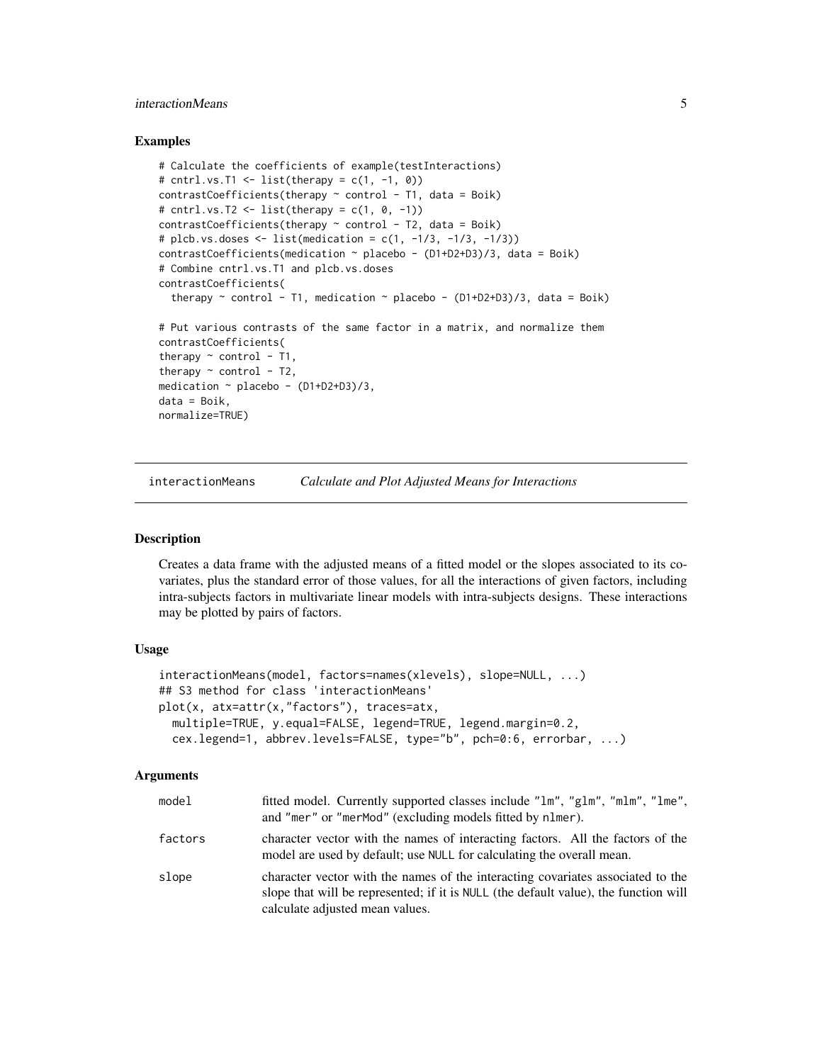### Examples

```
# Calculate the coefficients of example(testInteractions)
# cntrl.vs.T1 <- list(therapy = c(1, -1, 0))
contrastCoefficients(therapy ~ control - T1, data = Boik)
# cntrl.vs.T2 <- list(therapy = c(1, 0, -1))
contrastCoefficients(therapy ~ control - T2, data = Boik)
# plcb.vs.doses <- list(medication = c(1, -1/3, -1/3, -1/3))
contrastCoefficients(medication ~ placebo - (D1+D2+D3)/3, data = Boik)
# Combine cntrl.vs.T1 and plcb.vs.doses
contrastCoefficients(
  therapy ~ control - T1, medication ~ placebo - (D1+D2+D3)/3, data = Boik)

# Put various contrasts of the same factor in a matrix, and normalize them
contrastCoefficients(
therapy ~ control - T1,
therapy ~ control - T2,
medication ~ placebo - (D1+D2+D3)/3,
data = Boik,
normalize=TRUE)
```

## interactionMeans — *Calculate and Plot Adjusted Means for Interactions*

### Description

Creates a data frame with the adjusted means of a fitted model or the slopes associated to its covariates, plus the standard error of those values, for all the interactions of given factors, including intra-subjects factors in multivariate linear models with intra-subjects designs. These interactions may be plotted by pairs of factors.

### Usage

```
interactionMeans(model, factors=names(xlevels), slope=NULL, ...)
## S3 method for class 'interactionMeans'
plot(x, atx=attr(x,"factors"), traces=atx,
  multiple=TRUE, y.equal=FALSE, legend=TRUE, legend.margin=0.2,
  cex.legend=1, abbrev.levels=FALSE, type="b", pch=0:6, errorbar, ...)
```

### Arguments

| | |
|---|---|
| `model` | fitted model. Currently supported classes include `"lm"`, `"glm"`, `"mlm"`, `"lme"`, and `"mer"` or `"merMod"` (excluding models fitted by `nlmer`). |
| `factors` | character vector with the names of interacting factors. All the factors of the model are used by default; use `NULL` for calculating the overall mean. |
| `slope` | character vector with the names of the interacting covariates associated to the slope that will be represented; if it is `NULL` (the default value), the function will calculate adjusted mean values. |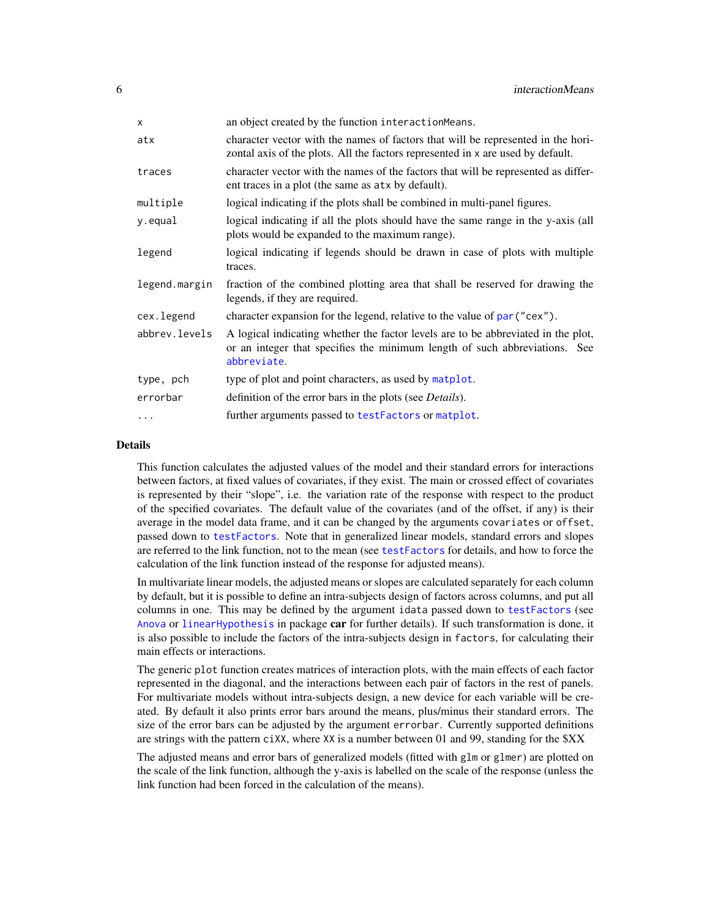| | |
|---|---|
| `x` | an object created by the function `interactionMeans`. |
| `atx` | character vector with the names of factors that will be represented in the horizontal axis of the plots. All the factors represented in `x` are used by default. |
| `traces` | character vector with the names of the factors that will be represented as different traces in a plot (the same as `atx` by default). |
| `multiple` | logical indicating if the plots shall be combined in multi-panel figures. |
| `y.equal` | logical indicating if all the plots should have the same range in the y-axis (all plots would be expanded to the maximum range). |
| `legend` | logical indicating if legends should be drawn in case of plots with multiple traces. |
| `legend.margin` | fraction of the combined plotting area that shall be reserved for drawing the legends, if they are required. |
| `cex.legend` | character expansion for the legend, relative to the value of `par("cex")`. |
| `abbrev.levels` | A logical indicating whether the factor levels are to be abbreviated in the plot, or an integer that specifies the minimum length of such abbreviations. See `abbreviate`. |
| `type, pch` | type of plot and point characters, as used by `matplot`. |
| `errorbar` | definition of the error bars in the plots (see *Details*). |
| `...` | further arguments passed to `testFactors` or `matplot`. |

## Details

This function calculates the adjusted values of the model and their standard errors for interactions between factors, at fixed values of covariates, if they exist. The main or crossed effect of covariates is represented by their "slope", i.e. the variation rate of the response with respect to the product of the specified covariates. The default value of the covariates (and of the offset, if any) is their average in the model data frame, and it can be changed by the arguments `covariates` or `offset`, passed down to `testFactors`. Note that in generalized linear models, standard errors and slopes are referred to the link function, not to the mean (see `testFactors` for details, and how to force the calculation of the link function instead of the response for adjusted means).

In multivariate linear models, the adjusted means or slopes are calculated separately for each column by default, but it is possible to define an intra-subjects design of factors across columns, and put all columns in one. This may be defined by the argument `idata` passed down to `testFactors` (see `Anova` or `linearHypothesis` in package **car** for further details). If such transformation is done, it is also possible to include the factors of the intra-subjects design in `factors`, for calculating their main effects or interactions.

The generic `plot` function creates matrices of interaction plots, with the main effects of each factor represented in the diagonal, and the interactions between each pair of factors in the rest of panels. For multivariate models without intra-subjects design, a new device for each variable will be created. By default it also prints error bars around the means, plus/minus their standard errors. The size of the error bars can be adjusted by the argument `errorbar`. Currently supported definitions are strings with the pattern `ciXX`, where `XX` is a number between 01 and 99, standing for the $XX

The adjusted means and error bars of generalized models (fitted with `glm` or `glmer`) are plotted on the scale of the link function, although the y-axis is labelled on the scale of the response (unless the link function had been forced in the calculation of the means).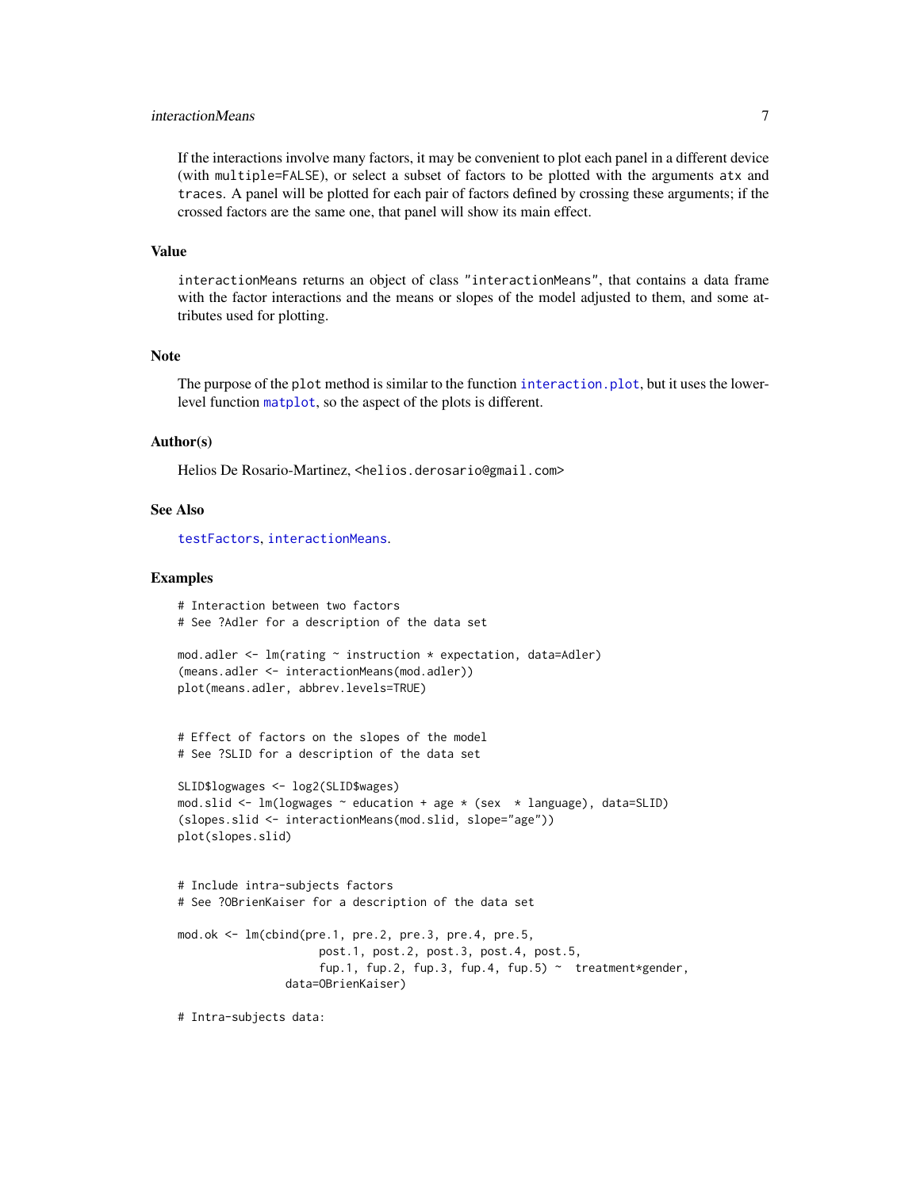If the interactions involve many factors, it may be convenient to plot each panel in a different device (with `multiple=FALSE`), or select a subset of factors to be plotted with the arguments `atx` and `traces`. A panel will be plotted for each pair of factors defined by crossing these arguments; if the crossed factors are the same one, that panel will show its main effect.

## Value

`interactionMeans` returns an object of class `"interactionMeans"`, that contains a data frame with the factor interactions and the means or slopes of the model adjusted to them, and some attributes used for plotting.

## Note

The purpose of the `plot` method is similar to the function `interaction.plot`, but it uses the lower-level function `matplot`, so the aspect of the plots is different.

## Author(s)

Helios De Rosario-Martinez, <helios.derosario@gmail.com>

## See Also

`testFactors`, `interactionMeans`.

## Examples

```
# Interaction between two factors
# See ?Adler for a description of the data set

mod.adler <- lm(rating ~ instruction * expectation, data=Adler)
(means.adler <- interactionMeans(mod.adler))
plot(means.adler, abbrev.levels=TRUE)


# Effect of factors on the slopes of the model
# See ?SLID for a description of the data set

SLID$logwages <- log2(SLID$wages)
mod.slid <- lm(logwages ~ education + age * (sex  * language), data=SLID)
(slopes.slid <- interactionMeans(mod.slid, slope="age"))
plot(slopes.slid)


# Include intra-subjects factors
# See ?OBrienKaiser for a description of the data set

mod.ok <- lm(cbind(pre.1, pre.2, pre.3, pre.4, pre.5,
                     post.1, post.2, post.3, post.4, post.5,
                     fup.1, fup.2, fup.3, fup.4, fup.5) ~  treatment*gender,
                data=OBrienKaiser)

# Intra-subjects data:
```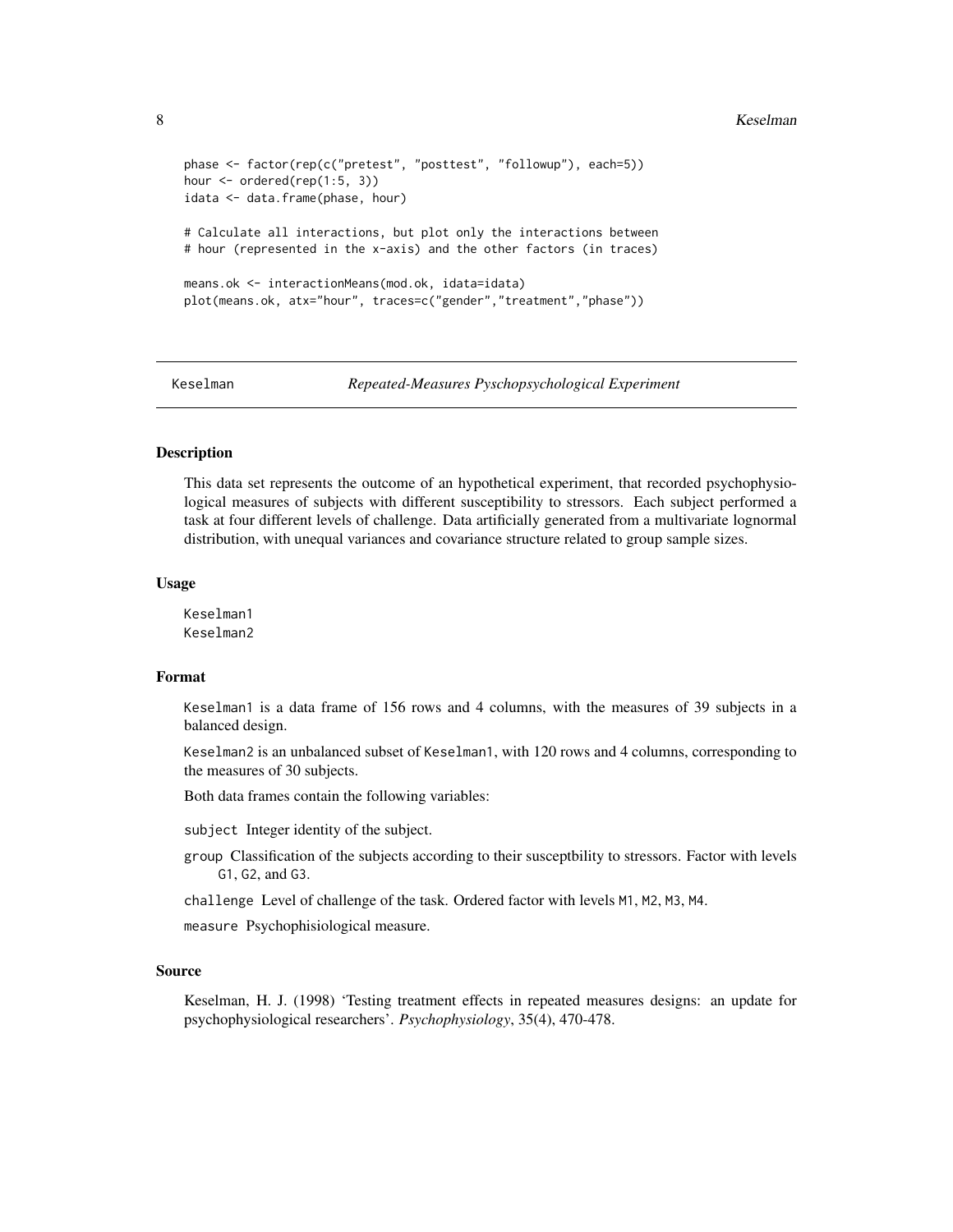```
phase <- factor(rep(c("pretest", "posttest", "followup"), each=5))
hour <- ordered(rep(1:5, 3))
idata <- data.frame(phase, hour)

# Calculate all interactions, but plot only the interactions between
# hour (represented in the x-axis) and the other factors (in traces)

means.ok <- interactionMeans(mod.ok, idata=idata)
plot(means.ok, atx="hour", traces=c("gender","treatment","phase"))
```

## Keselman — *Repeated-Measures Pyschopsychological Experiment*

### Description

This data set represents the outcome of an hypothetical experiment, that recorded psychophysiological measures of subjects with different susceptibility to stressors. Each subject performed a task at four different levels of challenge. Data artificially generated from a multivariate lognormal distribution, with unequal variances and covariance structure related to group sample sizes.

### Usage

```
Keselman1
Keselman2
```

### Format

`Keselman1` is a data frame of 156 rows and 4 columns, with the measures of 39 subjects in a balanced design.

`Keselman2` is an unbalanced subset of `Keselman1`, with 120 rows and 4 columns, corresponding to the measures of 30 subjects.

Both data frames contain the following variables:

- `subject` Integer identity of the subject.
- `group` Classification of the subjects according to their susceptbility to stressors. Factor with levels `G1`, `G2`, and `G3`.
- `challenge` Level of challenge of the task. Ordered factor with levels `M1`, `M2`, `M3`, `M4`.
- `measure` Psychophisiological measure.

### Source

Keselman, H. J. (1998) 'Testing treatment effects in repeated measures designs: an update for psychophysiological researchers'. *Psychophysiology*, 35(4), 470-478.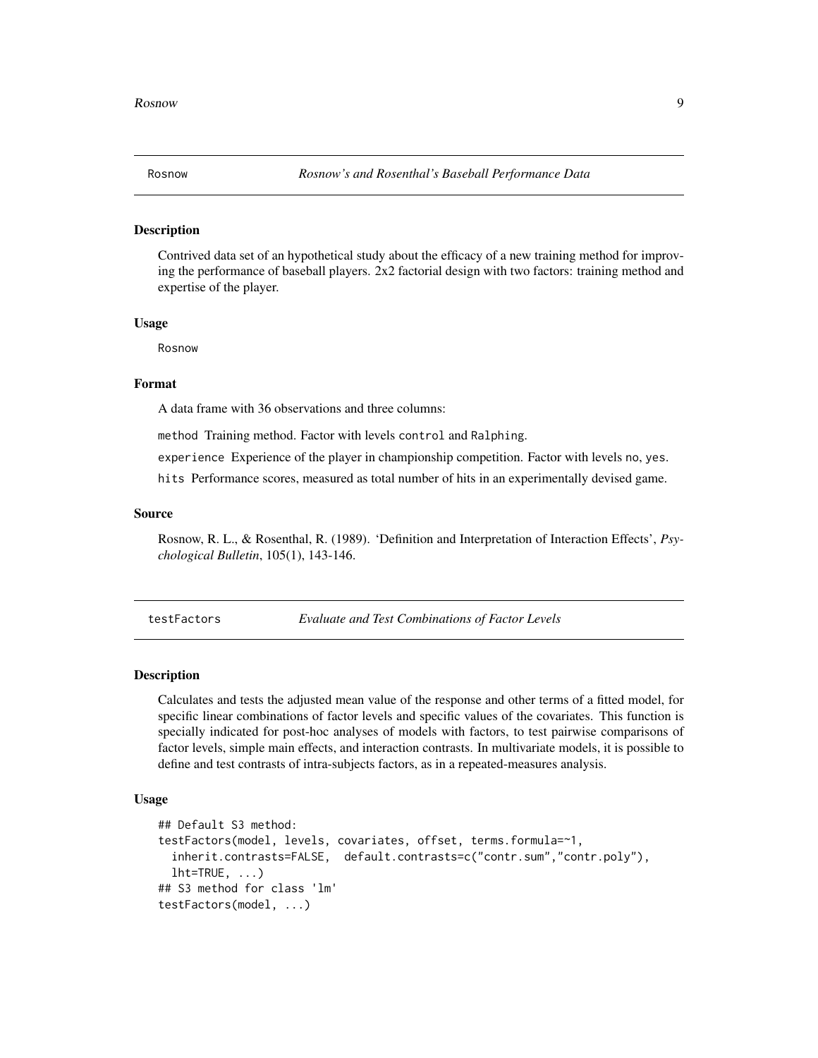## Rosnow — *Rosnow's and Rosenthal's Baseball Performance Data*

### Description

Contrived data set of an hypothetical study about the efficacy of a new training method for improving the performance of baseball players. 2x2 factorial design with two factors: training method and expertise of the player.

### Usage

```
Rosnow
```

### Format

A data frame with 36 observations and three columns:

`method` Training method. Factor with levels `control` and `Ralphing`.

`experience` Experience of the player in championship competition. Factor with levels `no`, `yes`.

`hits` Performance scores, measured as total number of hits in an experimentally devised game.

### Source

Rosnow, R. L., & Rosenthal, R. (1989). 'Definition and Interpretation of Interaction Effects', *Psychological Bulletin*, 105(1), 143-146.

## testFactors — *Evaluate and Test Combinations of Factor Levels*

### Description

Calculates and tests the adjusted mean value of the response and other terms of a fitted model, for specific linear combinations of factor levels and specific values of the covariates. This function is specially indicated for post-hoc analyses of models with factors, to test pairwise comparisons of factor levels, simple main effects, and interaction contrasts. In multivariate models, it is possible to define and test contrasts of intra-subjects factors, as in a repeated-measures analysis.

### Usage

```
## Default S3 method:
testFactors(model, levels, covariates, offset, terms.formula=~1,
  inherit.contrasts=FALSE,  default.contrasts=c("contr.sum","contr.poly"),
  lht=TRUE, ...)
## S3 method for class 'lm'
testFactors(model, ...)
```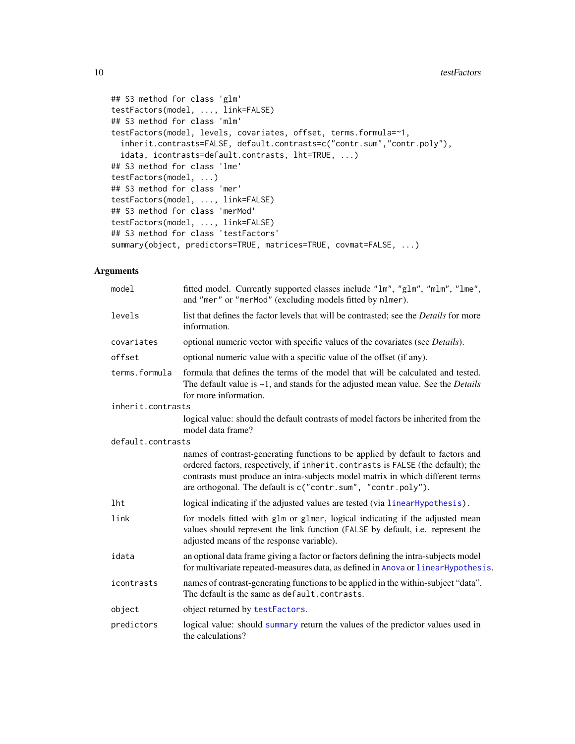```
## S3 method for class 'glm'
testFactors(model, ..., link=FALSE)
## S3 method for class 'mlm'
testFactors(model, levels, covariates, offset, terms.formula=~1,
  inherit.contrasts=FALSE, default.contrasts=c("contr.sum","contr.poly"),
  idata, icontrasts=default.contrasts, lht=TRUE, ...)
## S3 method for class 'lme'
testFactors(model, ...)
## S3 method for class 'mer'
testFactors(model, ..., link=FALSE)
## S3 method for class 'merMod'
testFactors(model, ..., link=FALSE)
## S3 method for class 'testFactors'
summary(object, predictors=TRUE, matrices=TRUE, covmat=FALSE, ...)
```

### Arguments

| | |
|---|---|
| `model` | fitted model. Currently supported classes include "lm", "glm", "mlm", "lme", and "mer" or "merMod" (excluding models fitted by `nlmer`). |
| `levels` | list that defines the factor levels that will be contrasted; see the *Details* for more information. |
| `covariates` | optional numeric vector with specific values of the covariates (see *Details*). |
| `offset` | optional numeric value with a specific value of the offset (if any). |
| `terms.formula` | formula that defines the terms of the model that will be calculated and tested. The default value is ~1, and stands for the adjusted mean value. See the *Details* for more information. |
| `inherit.contrasts` | logical value: should the default contrasts of model factors be inherited from the model data frame? |
| `default.contrasts` | names of contrast-generating functions to be applied by default to factors and ordered factors, respectively, if `inherit.contrasts` is `FALSE` (the default); the contrasts must produce an intra-subjects model matrix in which different terms are orthogonal. The default is `c("contr.sum", "contr.poly")`. |
| `lht` | logical indicating if the adjusted values are tested (via `linearHypothesis`). |
| `link` | for models fitted with `glm` or `glmer`, logical indicating if the adjusted mean values should represent the link function (`FALSE` by default, i.e. represent the adjusted means of the response variable). |
| `idata` | an optional data frame giving a factor or factors defining the intra-subjects model for multivariate repeated-measures data, as defined in `Anova` or `linearHypothesis`. |
| `icontrasts` | names of contrast-generating functions to be applied in the within-subject "data". The default is the same as `default.contrasts`. |
| `object` | object returned by `testFactors`. |
| `predictors` | logical value: should `summary` return the values of the predictor values used in the calculations? |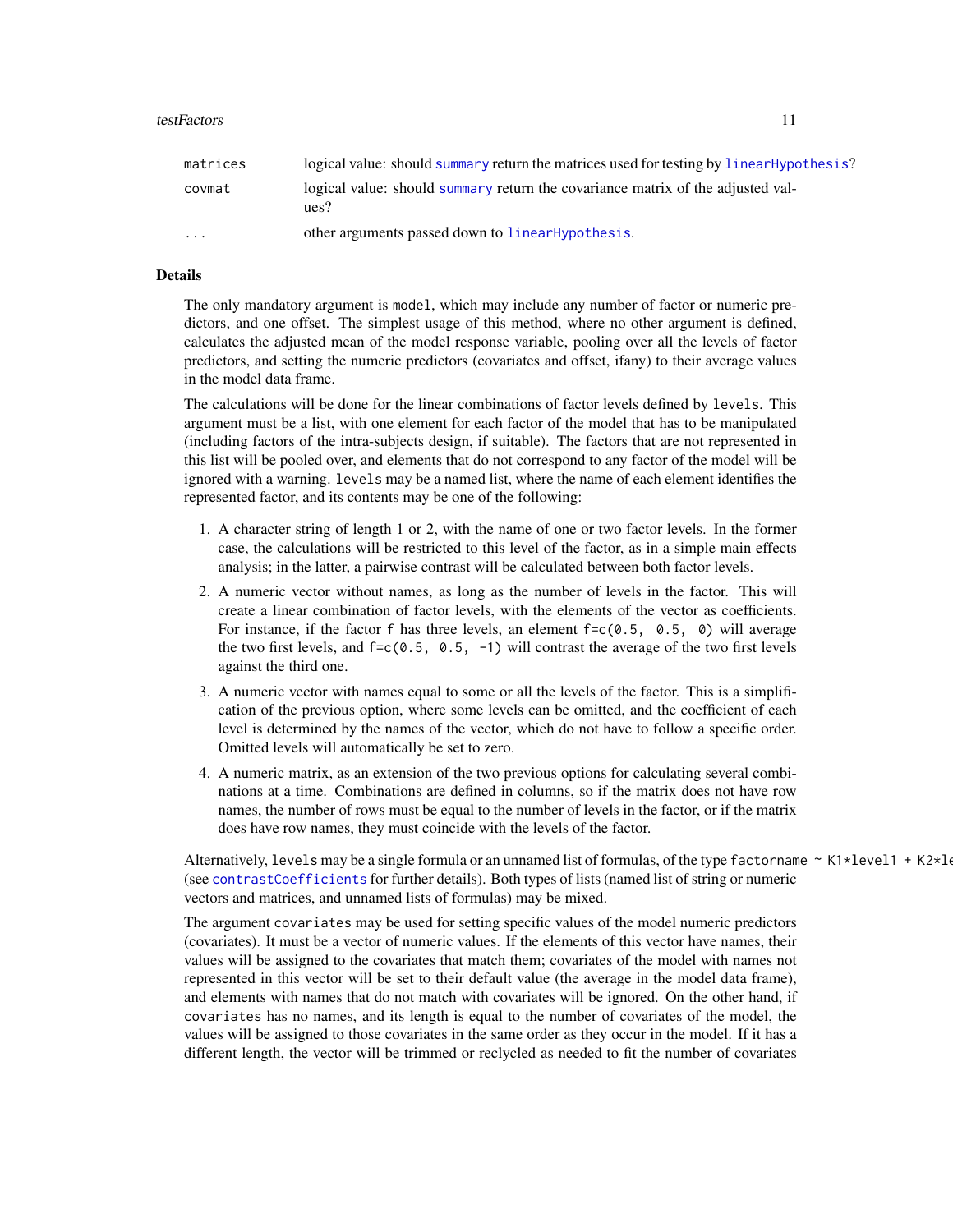| | |
|---|---|
| `matrices` | logical value: should `summary` return the matrices used for testing by `linearHypothesis`? |
| `covmat` | logical value: should `summary` return the covariance matrix of the adjusted values? |
| `...` | other arguments passed down to `linearHypothesis`. |

## Details

The only mandatory argument is `model`, which may include any number of factor or numeric predictors, and one offset. The simplest usage of this method, where no other argument is defined, calculates the adjusted mean of the model response variable, pooling over all the levels of factor predictors, and setting the numeric predictors (covariates and offset, ifany) to their average values in the model data frame.

The calculations will be done for the linear combinations of factor levels defined by `levels`. This argument must be a list, with one element for each factor of the model that has to be manipulated (including factors of the intra-subjects design, if suitable). The factors that are not represented in this list will be pooled over, and elements that do not correspond to any factor of the model will be ignored with a warning. `levels` may be a named list, where the name of each element identifies the represented factor, and its contents may be one of the following:

1. A character string of length 1 or 2, with the name of one or two factor levels. In the former case, the calculations will be restricted to this level of the factor, as in a simple main effects analysis; in the latter, a pairwise contrast will be calculated between both factor levels.
2. A numeric vector without names, as long as the number of levels in the factor. This will create a linear combination of factor levels, with the elements of the vector as coefficients. For instance, if the factor `f` has three levels, an element `f=c(0.5, 0.5, 0)` will average the two first levels, and `f=c(0.5, 0.5, -1)` will contrast the average of the two first levels against the third one.
3. A numeric vector with names equal to some or all the levels of the factor. This is a simplification of the previous option, where some levels can be omitted, and the coefficient of each level is determined by the names of the vector, which do not have to follow a specific order. Omitted levels will automatically be set to zero.
4. A numeric matrix, as an extension of the two previous options for calculating several combinations at a time. Combinations are defined in columns, so if the matrix does not have row names, the number of rows must be equal to the number of levels in the factor, or if the matrix does have row names, they must coincide with the levels of the factor.

Alternatively, `levels` may be a single formula or an unnamed list of formulas, of the type `factorname ~ K1*level1 + K2*le` (see `contrastCoefficients` for further details). Both types of lists (named list of string or numeric vectors and matrices, and unnamed lists of formulas) may be mixed.

The argument `covariates` may be used for setting specific values of the model numeric predictors (covariates). It must be a vector of numeric values. If the elements of this vector have names, their values will be assigned to the covariates that match them; covariates of the model with names not represented in this vector will be set to their default value (the average in the model data frame), and elements with names that do not match with covariates will be ignored. On the other hand, if `covariates` has no names, and its length is equal to the number of covariates of the model, the values will be assigned to those covariates in the same order as they occur in the model. If it has a different length, the vector will be trimmed or reclycled as needed to fit the number of covariates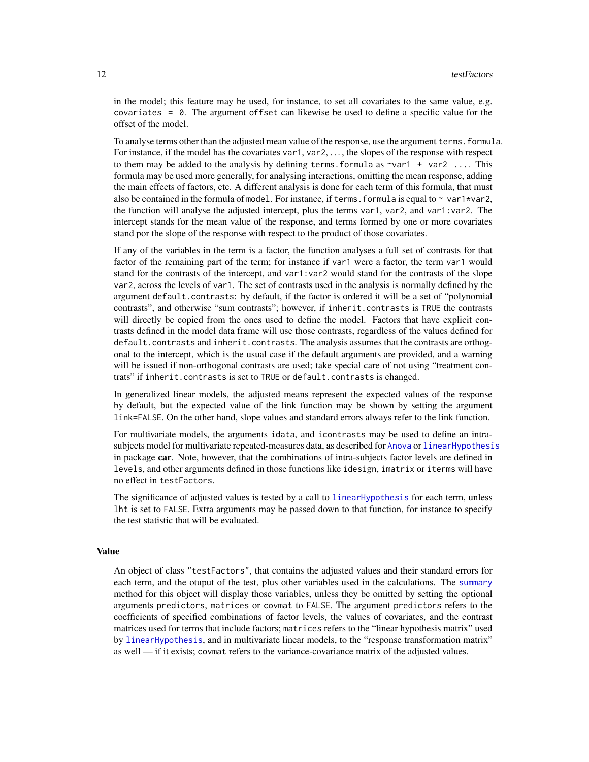in the model; this feature may be used, for instance, to set all covariates to the same value, e.g. `covariates = 0`. The argument `offset` can likewise be used to define a specific value for the offset of the model.

To analyse terms other than the adjusted mean value of the response, use the argument `terms.formula`. For instance, if the model has the covariates `var1`, `var2`, . . . , the slopes of the response with respect to them may be added to the analysis by defining `terms.formula` as `~var1 + var2 ...`. This formula may be used more generally, for analysing interactions, omitting the mean response, adding the main effects of factors, etc. A different analysis is done for each term of this formula, that must also be contained in the formula of `model`. For instance, if `terms.formula` is equal to `~ var1*var2`, the function will analyse the adjusted intercept, plus the terms `var1`, `var2`, and `var1:var2`. The intercept stands for the mean value of the response, and terms formed by one or more covariates stand por the slope of the response with respect to the product of those covariates.

If any of the variables in the term is a factor, the function analyses a full set of contrasts for that factor of the remaining part of the term; for instance if `var1` were a factor, the term `var1` would stand for the contrasts of the intercept, and `var1:var2` would stand for the contrasts of the slope `var2`, across the levels of `var1`. The set of contrasts used in the analysis is normally defined by the argument `default.contrasts`: by default, if the factor is ordered it will be a set of "polynomial contrasts", and otherwise "sum contrasts"; however, if `inherit.contrasts` is `TRUE` the contrasts will directly be copied from the ones used to define the model. Factors that have explicit contrasts defined in the model data frame will use those contrasts, regardless of the values defined for `default.contrasts` and `inherit.contrasts`. The analysis assumes that the contrasts are orthogonal to the intercept, which is the usual case if the default arguments are provided, and a warning will be issued if non-orthogonal contrasts are used; take special care of not using "treatment contrats" if `inherit.contrasts` is set to `TRUE` or `default.contrasts` is changed.

In generalized linear models, the adjusted means represent the expected values of the response by default, but the expected value of the link function may be shown by setting the argument `link=FALSE`. On the other hand, slope values and standard errors always refer to the link function.

For multivariate models, the arguments `idata`, and `icontrasts` may be used to define an intra-subjects model for multivariate repeated-measures data, as described for `Anova` or `linearHypothesis` in package **car**. Note, however, that the combinations of intra-subjects factor levels are defined in `levels`, and other arguments defined in those functions like `idesign`, `imatrix` or `iterms` will have no effect in `testFactors`.

The significance of adjusted values is tested by a call to `linearHypothesis` for each term, unless `lht` is set to `FALSE`. Extra arguments may be passed down to that function, for instance to specify the test statistic that will be evaluated.

## Value

An object of class `"testFactors"`, that contains the adjusted values and their standard errors for each term, and the otuput of the test, plus other variables used in the calculations. The `summary` method for this object will display those variables, unless they be omitted by setting the optional arguments `predictors`, `matrices` or `covmat` to `FALSE`. The argument `predictors` refers to the coefficients of specified combinations of factor levels, the values of covariates, and the contrast matrices used for terms that include factors; `matrices` refers to the "linear hypothesis matrix" used by `linearHypothesis`, and in multivariate linear models, to the "response transformation matrix" as well — if it exists; `covmat` refers to the variance-covariance matrix of the adjusted values.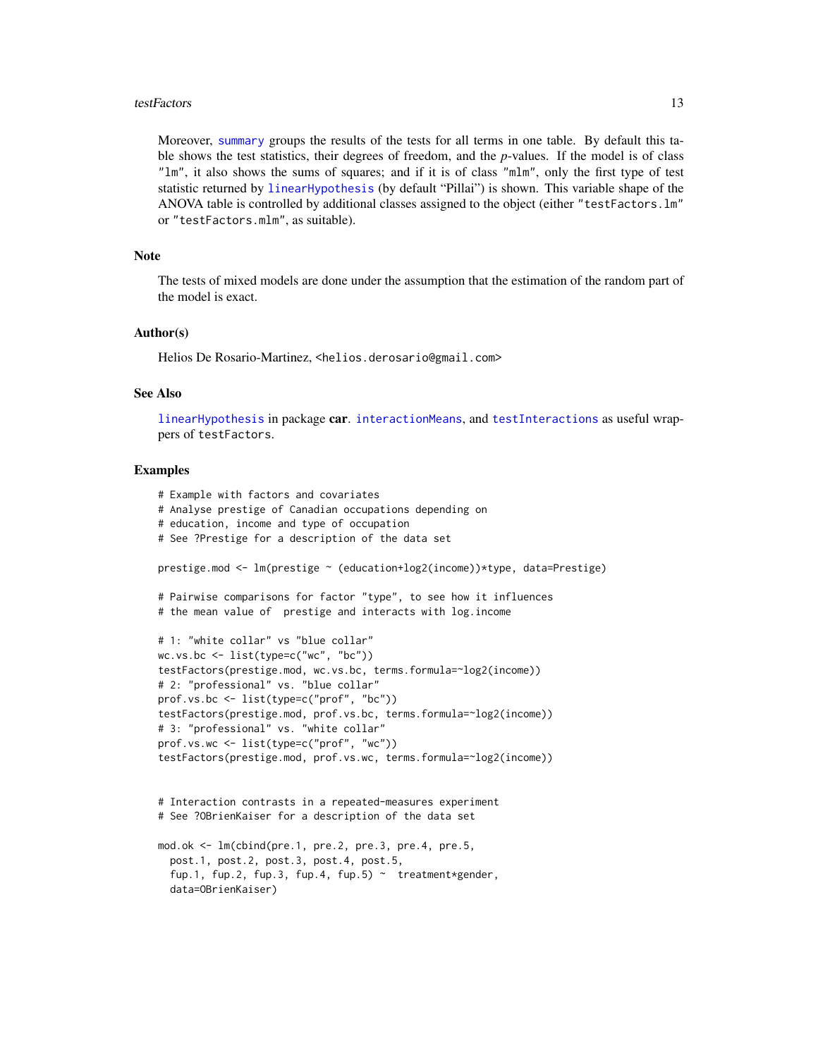Moreover, summary groups the results of the tests for all terms in one table. By default this table shows the test statistics, their degrees of freedom, and the *p*-values. If the model is of class "lm", it also shows the sums of squares; and if it is of class "mlm", only the first type of test statistic returned by linearHypothesis (by default "Pillai") is shown. This variable shape of the ANOVA table is controlled by additional classes assigned to the object (either "testFactors.lm" or "testFactors.mlm", as suitable).

## Note

The tests of mixed models are done under the assumption that the estimation of the random part of the model is exact.

## Author(s)

Helios De Rosario-Martinez, <helios.derosario@gmail.com>

## See Also

linearHypothesis in package **car**. interactionMeans, and testInteractions as useful wrappers of testFactors.

## Examples

```
# Example with factors and covariates
# Analyse prestige of Canadian occupations depending on
# education, income and type of occupation
# See ?Prestige for a description of the data set

prestige.mod <- lm(prestige ~ (education+log2(income))*type, data=Prestige)

# Pairwise comparisons for factor "type", to see how it influences
# the mean value of  prestige and interacts with log.income

# 1: "white collar" vs "blue collar"
wc.vs.bc <- list(type=c("wc", "bc"))
testFactors(prestige.mod, wc.vs.bc, terms.formula=~log2(income))
# 2: "professional" vs. "blue collar"
prof.vs.bc <- list(type=c("prof", "bc"))
testFactors(prestige.mod, prof.vs.bc, terms.formula=~log2(income))
# 3: "professional" vs. "white collar"
prof.vs.wc <- list(type=c("prof", "wc"))
testFactors(prestige.mod, prof.vs.wc, terms.formula=~log2(income))


# Interaction contrasts in a repeated-measures experiment
# See ?OBrienKaiser for a description of the data set

mod.ok <- lm(cbind(pre.1, pre.2, pre.3, pre.4, pre.5,
  post.1, post.2, post.3, post.4, post.5,
  fup.1, fup.2, fup.3, fup.4, fup.5) ~  treatment*gender,
  data=OBrienKaiser)
```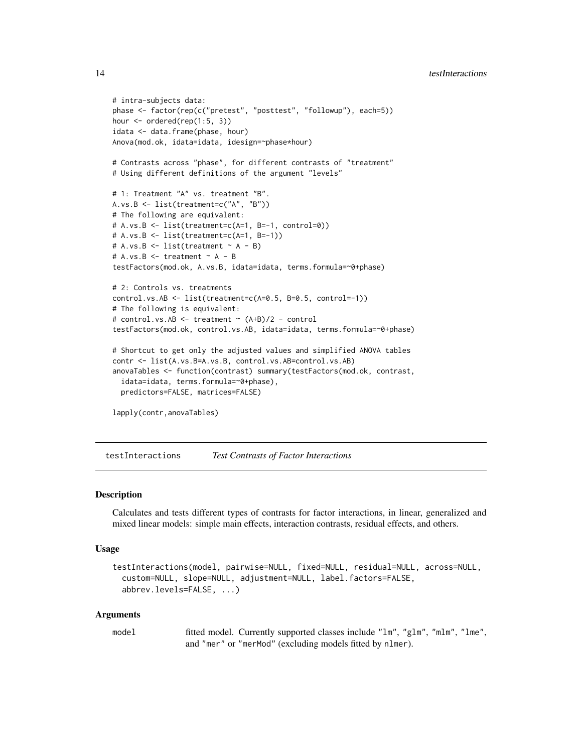```
# intra-subjects data:
phase <- factor(rep(c("pretest", "posttest", "followup"), each=5))
hour <- ordered(rep(1:5, 3))
idata <- data.frame(phase, hour)
Anova(mod.ok, idata=idata, idesign=~phase*hour)

# Contrasts across "phase", for different contrasts of "treatment"
# Using different definitions of the argument "levels"

# 1: Treatment "A" vs. treatment "B".
A.vs.B <- list(treatment=c("A", "B"))
# The following are equivalent:
# A.vs.B <- list(treatment=c(A=1, B=-1, control=0))
# A.vs.B <- list(treatment=c(A=1, B=-1))
# A.vs.B <- list(treatment ~ A - B)
# A.vs.B <- treatment ~ A - B
testFactors(mod.ok, A.vs.B, idata=idata, terms.formula=~0+phase)

# 2: Controls vs. treatments
control.vs.AB <- list(treatment=c(A=0.5, B=0.5, control=-1))
# The following is equivalent:
# control.vs.AB <- treatment ~ (A+B)/2 - control
testFactors(mod.ok, control.vs.AB, idata=idata, terms.formula=~0+phase)

# Shortcut to get only the adjusted values and simplified ANOVA tables
contr <- list(A.vs.B=A.vs.B, control.vs.AB=control.vs.AB)
anovaTables <- function(contrast) summary(testFactors(mod.ok, contrast,
  idata=idata, terms.formula=~0+phase),
  predictors=FALSE, matrices=FALSE)

lapply(contr,anovaTables)
```

## testInteractions *Test Contrasts of Factor Interactions*

### Description

Calculates and tests different types of contrasts for factor interactions, in linear, generalized and mixed linear models: simple main effects, interaction contrasts, residual effects, and others.

### Usage

```
testInteractions(model, pairwise=NULL, fixed=NULL, residual=NULL, across=NULL,
  custom=NULL, slope=NULL, adjustment=NULL, label.factors=FALSE,
  abbrev.levels=FALSE, ...)
```

### Arguments

`model` fitted model. Currently supported classes include "lm", "glm", "mlm", "lme", and "mer" or "merMod" (excluding models fitted by `nlmer`).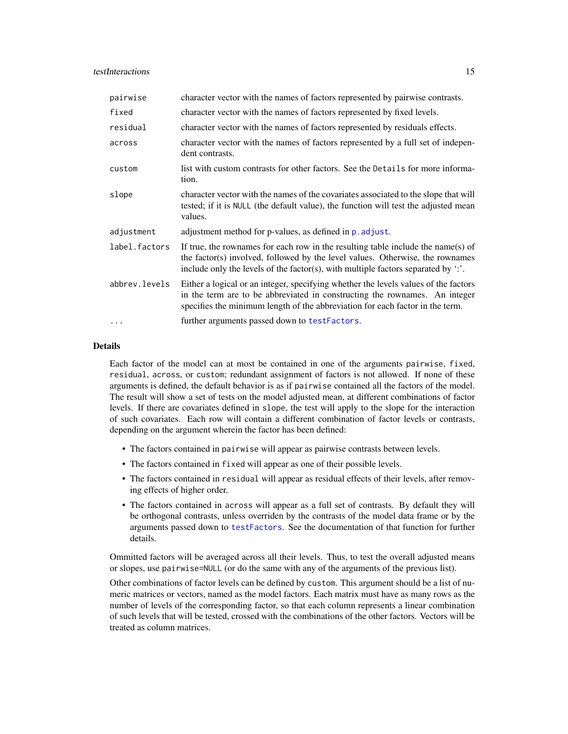| | |
|---|---|
| `pairwise` | character vector with the names of factors represented by pairwise contrasts. |
| `fixed` | character vector with the names of factors represented by fixed levels. |
| `residual` | character vector with the names of factors represented by residuals effects. |
| `across` | character vector with the names of factors represented by a full set of independent contrasts. |
| `custom` | list with custom contrasts for other factors. See the `Details` for more information. |
| `slope` | character vector with the names of the covariates associated to the slope that will tested; if it is `NULL` (the default value), the function will test the adjusted mean values. |
| `adjustment` | adjustment method for p-values, as defined in `p.adjust`. |
| `label.factors` | If true, the rownames for each row in the resulting table include the name(s) of the factor(s) involved, followed by the level values. Otherwise, the rownames include only the levels of the factor(s), with multiple factors separated by ':'. |
| `abbrev.levels` | Either a logical or an integer, specifying whether the levels values of the factors in the term are to be abbreviated in constructing the rownames. An integer specifies the minimum length of the abbreviation for each factor in the term. |
| `...` | further arguments passed down to `testFactors`. |

## Details

Each factor of the model can at most be contained in one of the arguments `pairwise`, `fixed`, `residual`, `across`, or `custom`; redundant assignment of factors is not allowed. If none of these arguments is defined, the default behavior is as if `pairwise` contained all the factors of the model. The result will show a set of tests on the model adjusted mean, at different combinations of factor levels. If there are covariates defined in `slope`, the test will apply to the slope for the interaction of such covariates. Each row will contain a different combination of factor levels or contrasts, depending on the argument wherein the factor has been defined:

- The factors contained in `pairwise` will appear as pairwise contrasts between levels.
- The factors contained in `fixed` will appear as one of their possible levels.
- The factors contained in `residual` will appear as residual effects of their levels, after removing effects of higher order.
- The factors contained in `across` will appear as a full set of contrasts. By default they will be orthogonal contrasts, unless overriden by the contrasts of the model data frame or by the arguments passed down to `testFactors`. See the documentation of that function for further details.

Ommitted factors will be averaged across all their levels. Thus, to test the overall adjusted means or slopes, use `pairwise=NULL` (or do the same with any of the arguments of the previous list).

Other combinations of factor levels can be defined by `custom`. This argument should be a list of numeric matrices or vectors, named as the model factors. Each matrix must have as many rows as the number of levels of the corresponding factor, so that each column represents a linear combination of such levels that will be tested, crossed with the combinations of the other factors. Vectors will be treated as column matrices.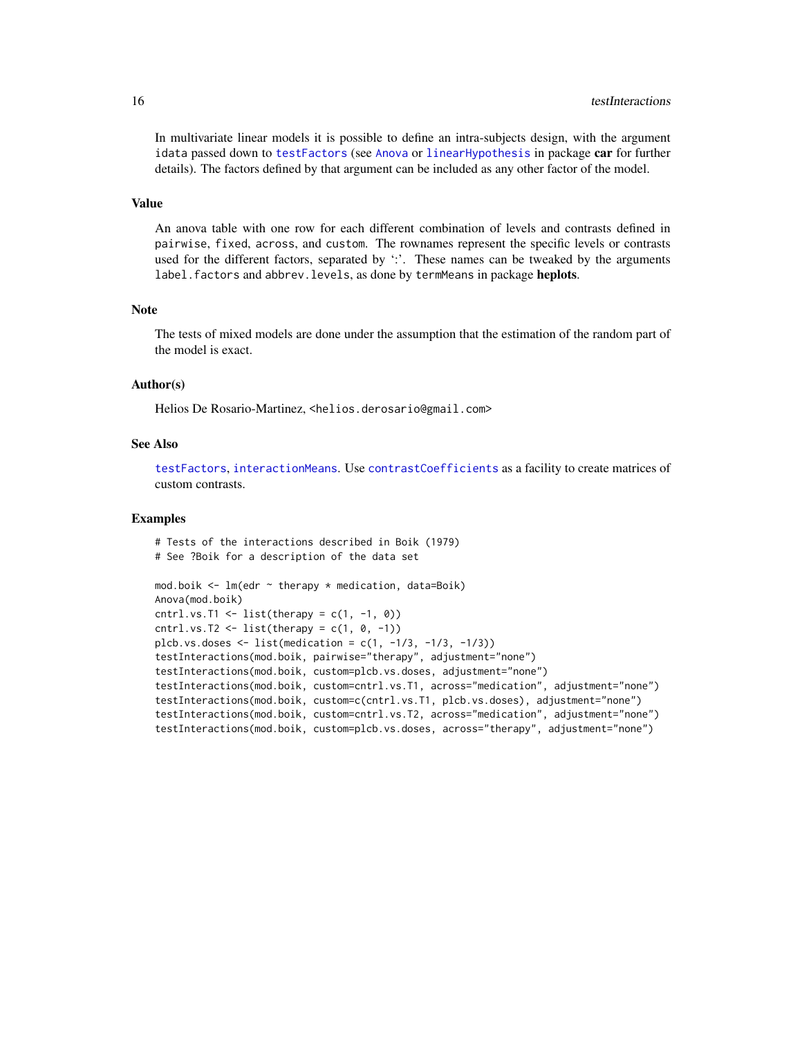In multivariate linear models it is possible to define an intra-subjects design, with the argument `idata` passed down to `testFactors` (see `Anova` or `linearHypothesis` in package **car** for further details). The factors defined by that argument can be included as any other factor of the model.

## Value

An anova table with one row for each different combination of levels and contrasts defined in `pairwise`, `fixed`, `across`, and `custom`. The rownames represent the specific levels or contrasts used for the different factors, separated by ':'. These names can be tweaked by the arguments `label.factors` and `abbrev.levels`, as done by `termMeans` in package **heplots**.

## Note

The tests of mixed models are done under the assumption that the estimation of the random part of the model is exact.

## Author(s)

Helios De Rosario-Martinez, <helios.derosario@gmail.com>

## See Also

`testFactors`, `interactionMeans`. Use `contrastCoefficients` as a facility to create matrices of custom contrasts.

## Examples

```
# Tests of the interactions described in Boik (1979)
# See ?Boik for a description of the data set

mod.boik <- lm(edr ~ therapy * medication, data=Boik)
Anova(mod.boik)
cntrl.vs.T1 <- list(therapy = c(1, -1, 0))
cntrl.vs.T2 <- list(therapy = c(1, 0, -1))
plcb.vs.doses <- list(medication = c(1, -1/3, -1/3, -1/3))
testInteractions(mod.boik, pairwise="therapy", adjustment="none")
testInteractions(mod.boik, custom=plcb.vs.doses, adjustment="none")
testInteractions(mod.boik, custom=cntrl.vs.T1, across="medication", adjustment="none")
testInteractions(mod.boik, custom=c(cntrl.vs.T1, plcb.vs.doses), adjustment="none")
testInteractions(mod.boik, custom=cntrl.vs.T2, across="medication", adjustment="none")
testInteractions(mod.boik, custom=plcb.vs.doses, across="therapy", adjustment="none")
```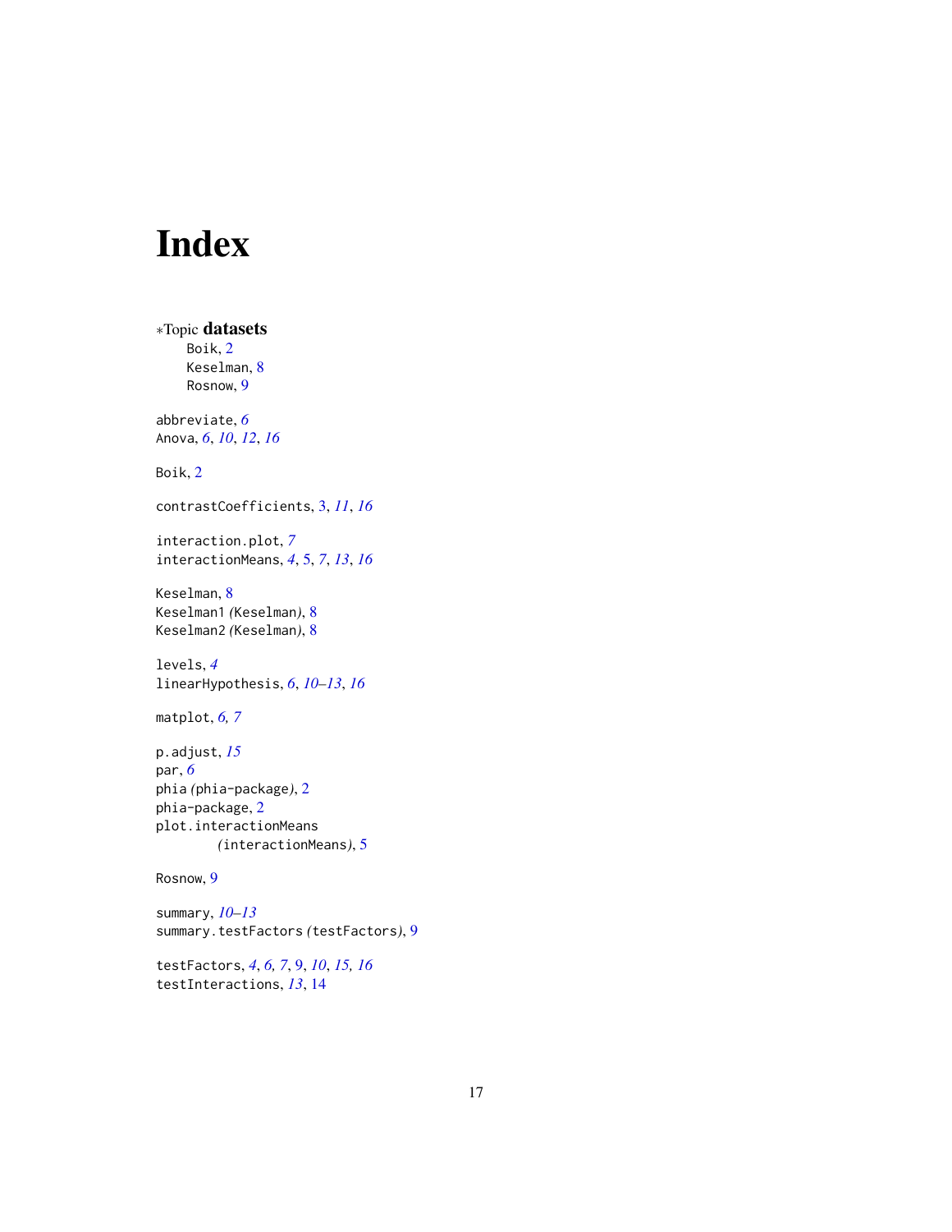# Index

∗Topic **datasets**

Boik, 2
Keselman, 8
Rosnow, 9

abbreviate, *6*
Anova, *6*, *10*, *12*, *16*

Boik, 2

contrastCoefficients, 3, *11*, *16*

interaction.plot, *7*
interactionMeans, *4*, 5, *7*, *13*, *16*

Keselman, 8
Keselman1 *(*Keselman*)*, 8
Keselman2 *(*Keselman*)*, 8

levels, *4*
linearHypothesis, *6*, *10–13*, *16*

matplot, *6, 7*

p.adjust, *15*
par, *6*
phia *(*phia-package*)*, 2
phia-package, 2
plot.interactionMeans *(*interactionMeans*)*, 5

Rosnow, 9

summary, *10–13*
summary.testFactors *(*testFactors*)*, 9

testFactors, *4*, *6, 7*, 9, *10*, *15, 16*
testInteractions, *13*, 14